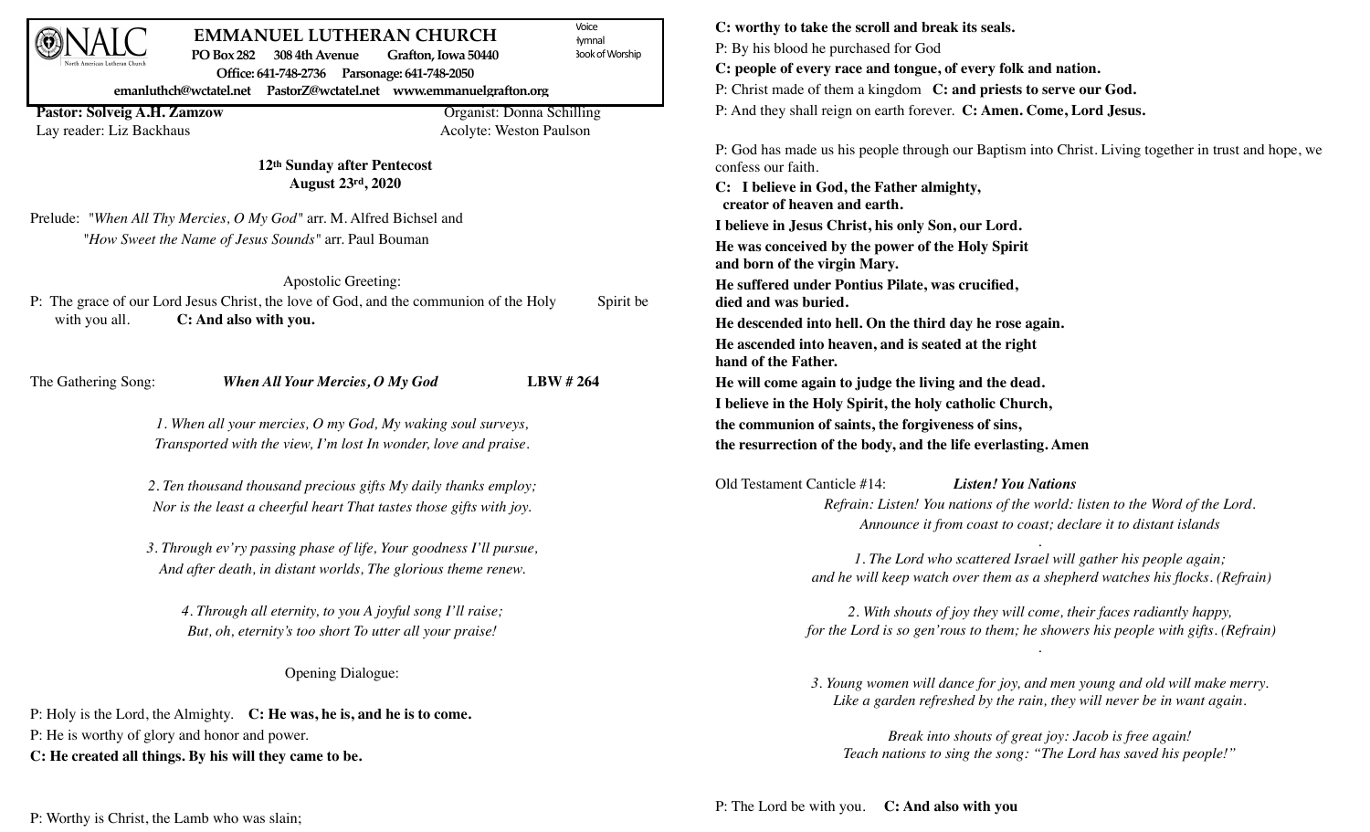NALC

North American Lutheran Church

# EMMANUEL LUTHERAN CHURCH

PO Box 282 308 4th Avenue Grafton, Iowa 50440

Office: 641-748-2736 Parsonage: 641-748-2050

emanluthch@wctatel.net PastorZ@wctatel.net www.emmanuelgrafton.org

Voice
Hymnal
Book of Worship

**Pastor: Solveig A.H. Zamzow** Organist: Donna Schilling

Lay reader: Liz Backhaus Acolyte: Weston Paulson

**12th Sunday after Pentecost**
**August 23rd, 2020**

Prelude: "*When All Thy Mercies, O My God*" arr. M. Alfred Bichsel and "*How Sweet the Name of Jesus Sounds*" arr. Paul Bouman

Apostolic Greeting:

P: The grace of our Lord Jesus Christ, the love of God, and the communion of the Holy Spirit be with you all. **C: And also with you.**

The Gathering Song: ***When All Your Mercies, O My God*** **LBW # 264**

*1. When all your mercies, O my God, My waking soul surveys,*
*Transported with the view, I'm lost In wonder, love and praise.*

*2. Ten thousand thousand precious gifts My daily thanks employ;*
*Nor is the least a cheerful heart That tastes those gifts with joy.*

*3. Through ev'ry passing phase of life, Your goodness I'll pursue,*
*And after death, in distant worlds, The glorious theme renew.*

*4. Through all eternity, to you A joyful song I'll raise;*
*But, oh, eternity's too short To utter all your praise!*

Opening Dialogue:

P: Holy is the Lord, the Almighty. **C: He was, he is, and he is to come.**

P: He is worthy of glory and honor and power.

**C: He created all things. By his will they came to be.**

P: Worthy is Christ, the Lamb who was slain;

**C: worthy to take the scroll and break its seals.**

P: By his blood he purchased for God

**C: people of every race and tongue, of every folk and nation.**

P: Christ made of them a kingdom **C: and priests to serve our God.**

P: And they shall reign on earth forever. **C: Amen. Come, Lord Jesus.**

P: God has made us his people through our Baptism into Christ. Living together in trust and hope, we confess our faith.

**C: I believe in God, the Father almighty,**
**creator of heaven and earth.**
**I believe in Jesus Christ, his only Son, our Lord.**
**He was conceived by the power of the Holy Spirit**
**and born of the virgin Mary.**
**He suffered under Pontius Pilate, was crucified,**
**died and was buried.**
**He descended into hell. On the third day he rose again.**
**He ascended into heaven, and is seated at the right**
**hand of the Father.**
**He will come again to judge the living and the dead.**
**I believe in the Holy Spirit, the holy catholic Church,**
**the communion of saints, the forgiveness of sins,**
**the resurrection of the body, and the life everlasting. Amen**

Old Testament Canticle #14: ***Listen! You Nations***

*Refrain: Listen! You nations of the world: listen to the Word of the Lord.*
*Announce it from coast to coast; declare it to distant islands*

*1. The Lord who scattered Israel will gather his people again;*
*and he will keep watch over them as a shepherd watches his flocks. (Refrain)*

*2. With shouts of joy they will come, their faces radiantly happy,*
*for the Lord is so gen'rous to them; he showers his people with gifts. (Refrain)*

*3. Young women will dance for joy, and men young and old will make merry.*
*Like a garden refreshed by the rain, they will never be in want again.*

*Break into shouts of great joy: Jacob is free again!*
*Teach nations to sing the song: "The Lord has saved his people!"*

P: The Lord be with you. **C: And also with you**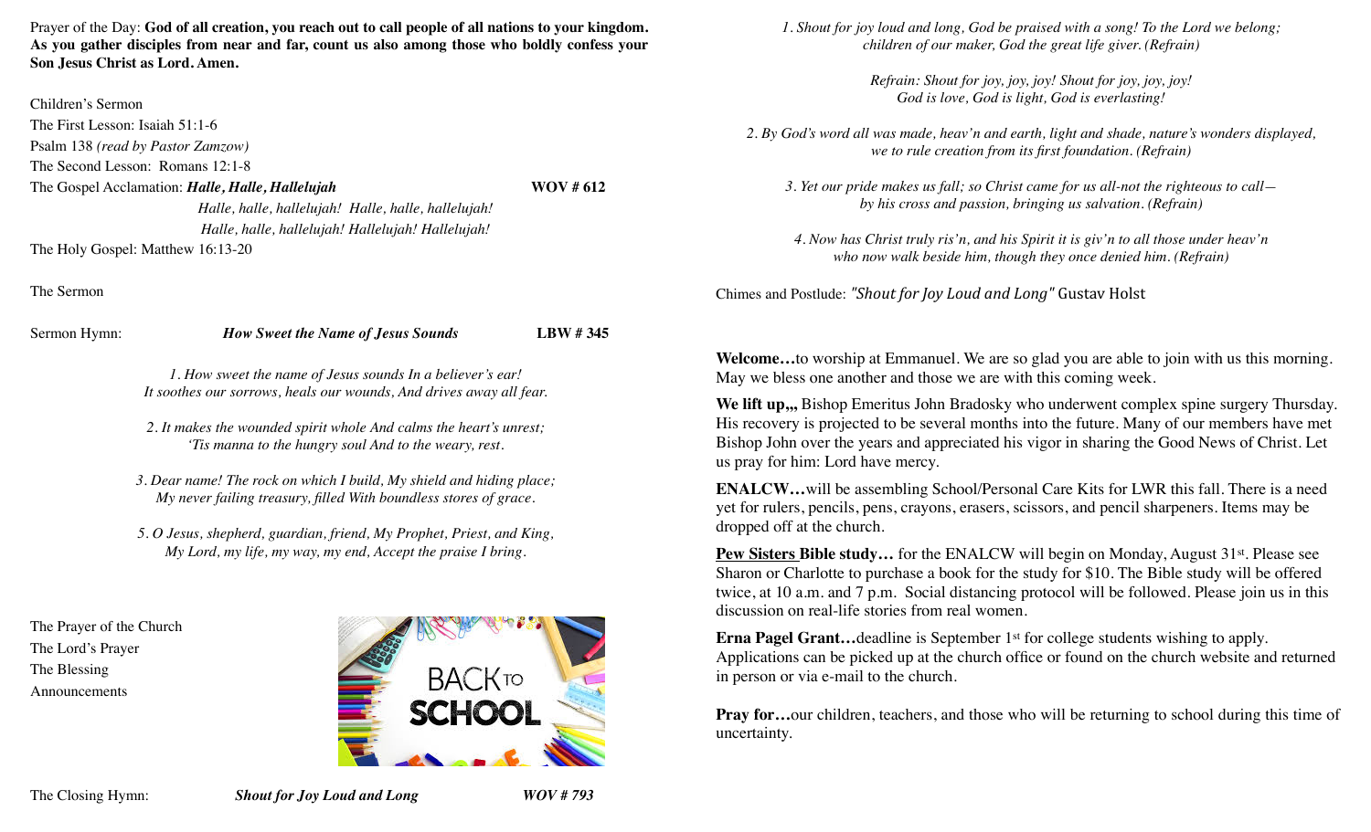Prayer of the Day: **God of all creation, you reach out to call people of all nations to your kingdom. As you gather disciples from near and far, count us also among those who boldly confess your Son Jesus Christ as Lord. Amen.**

Children's Sermon

The First Lesson: Isaiah 51:1-6

Psalm 138 *(read by Pastor Zamzow)*

The Second Lesson: Romans 12:1-8

The Gospel Acclamation: ***Halle, Halle, Hallelujah*** **WOV # 612**

*Halle, halle, hallelujah! Halle, halle, hallelujah!*
*Halle, halle, hallelujah! Hallelujah! Hallelujah!*

The Holy Gospel: Matthew 16:13-20

The Sermon

Sermon Hymn: ***How Sweet the Name of Jesus Sounds*** **LBW # 345**

*1. How sweet the name of Jesus sounds In a believer's ear!*
*It soothes our sorrows, heals our wounds, And drives away all fear.*

*2. It makes the wounded spirit whole And calms the heart's unrest;*
*'Tis manna to the hungry soul And to the weary, rest.*

*3. Dear name! The rock on which I build, My shield and hiding place;*
*My never failing treasury, filled With boundless stores of grace.*

*5. O Jesus, shepherd, guardian, friend, My Prophet, Priest, and King,*
*My Lord, my life, my way, my end, Accept the praise I bring.*

The Prayer of the Church

The Lord's Prayer

The Blessing

Announcements

BACK TO SCHOOL

The Closing Hymn: ***Shout for Joy Loud and Long*** ***WOV # 793***

*1. Shout for joy loud and long, God be praised with a song! To the Lord we belong;*
*children of our maker, God the great life giver. (Refrain)*

*Refrain: Shout for joy, joy, joy! Shout for joy, joy, joy!*
*God is love, God is light, God is everlasting!*

*2. By God's word all was made, heav'n and earth, light and shade, nature's wonders displayed,*
*we to rule creation from its first foundation. (Refrain)*

*3. Yet our pride makes us fall; so Christ came for us all-not the righteous to call—*
*by his cross and passion, bringing us salvation. (Refrain)*

*4. Now has Christ truly ris'n, and his Spirit it is giv'n to all those under heav'n*
*who now walk beside him, though they once denied him. (Refrain)*

Chimes and Postlude: *"Shout for Joy Loud and Long"* Gustav Holst

**Welcome…**to worship at Emmanuel. We are so glad you are able to join with us this morning. May we bless one another and those we are with this coming week.

**We lift up,,,** Bishop Emeritus John Bradosky who underwent complex spine surgery Thursday. His recovery is projected to be several months into the future. Many of our members have met Bishop John over the years and appreciated his vigor in sharing the Good News of Christ. Let us pray for him: Lord have mercy.

**ENALCW…**will be assembling School/Personal Care Kits for LWR this fall. There is a need yet for rulers, pencils, pens, crayons, erasers, scissors, and pencil sharpeners. Items may be dropped off at the church.

**<u>Pew Sisters</u> Bible study…** for the ENALCW will begin on Monday, August 31st. Please see Sharon or Charlotte to purchase a book for the study for $10. The Bible study will be offered twice, at 10 a.m. and 7 p.m. Social distancing protocol will be followed. Please join us in this discussion on real-life stories from real women.

**Erna Pagel Grant…**deadline is September 1st for college students wishing to apply. Applications can be picked up at the church office or found on the church website and returned in person or via e-mail to the church.

**Pray for…**our children, teachers, and those who will be returning to school during this time of uncertainty.